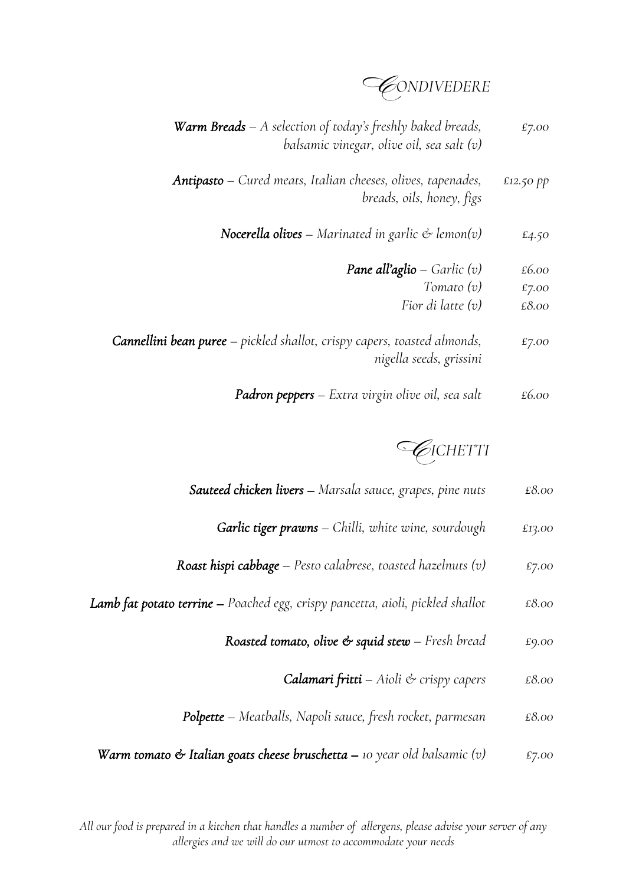## CONDIVEDERE

***Warm Breads*** – *A selection of today's freshly baked breads, balsamic vinegar, olive oil, sea salt (v)* — *£7.00*

***Antipasto*** – *Cured meats, Italian cheeses, olives, tapenades, breads, oils, honey, figs* — *£12.50 pp*

***Nocerella olives*** – *Marinated in garlic & lemon(v)* — *£4.50*

***Pane all'aglio*** – *Garlic (v)* — *£6.00*
*Tomato (v)* — *£7.00*
*Fior di latte (v)* — *£8.00*

***Cannellini bean puree*** – *pickled shallot, crispy capers, toasted almonds, nigella seeds, grissini* — *£7.00*

***Padron peppers*** – *Extra virgin olive oil, sea salt* — *£6.00*

## CICHETTI

***Sauteed chicken livers*** – *Marsala sauce, grapes, pine nuts* — *£8.00*

***Garlic tiger prawns*** – *Chilli, white wine, sourdough* — *£13.00*

***Roast hispi cabbage*** – *Pesto calabrese, toasted hazelnuts (v)* — *£7.00*

***Lamb fat potato terrine*** – *Poached egg, crispy pancetta, aioli, pickled shallot* — *£8.00*

***Roasted tomato, olive & squid stew*** – *Fresh bread* — *£9.00*

***Calamari fritti*** – *Aioli & crispy capers* — *£8.00*

***Polpette*** – *Meatballs, Napoli sauce, fresh rocket, parmesan* — *£8.00*

***Warm tomato & Italian goats cheese bruschetta*** – *10 year old balsamic (v)* — *£7.00*

*All our food is prepared in a kitchen that handles a number of allergens, please advise your server of any allergies and we will do our utmost to accommodate your needs*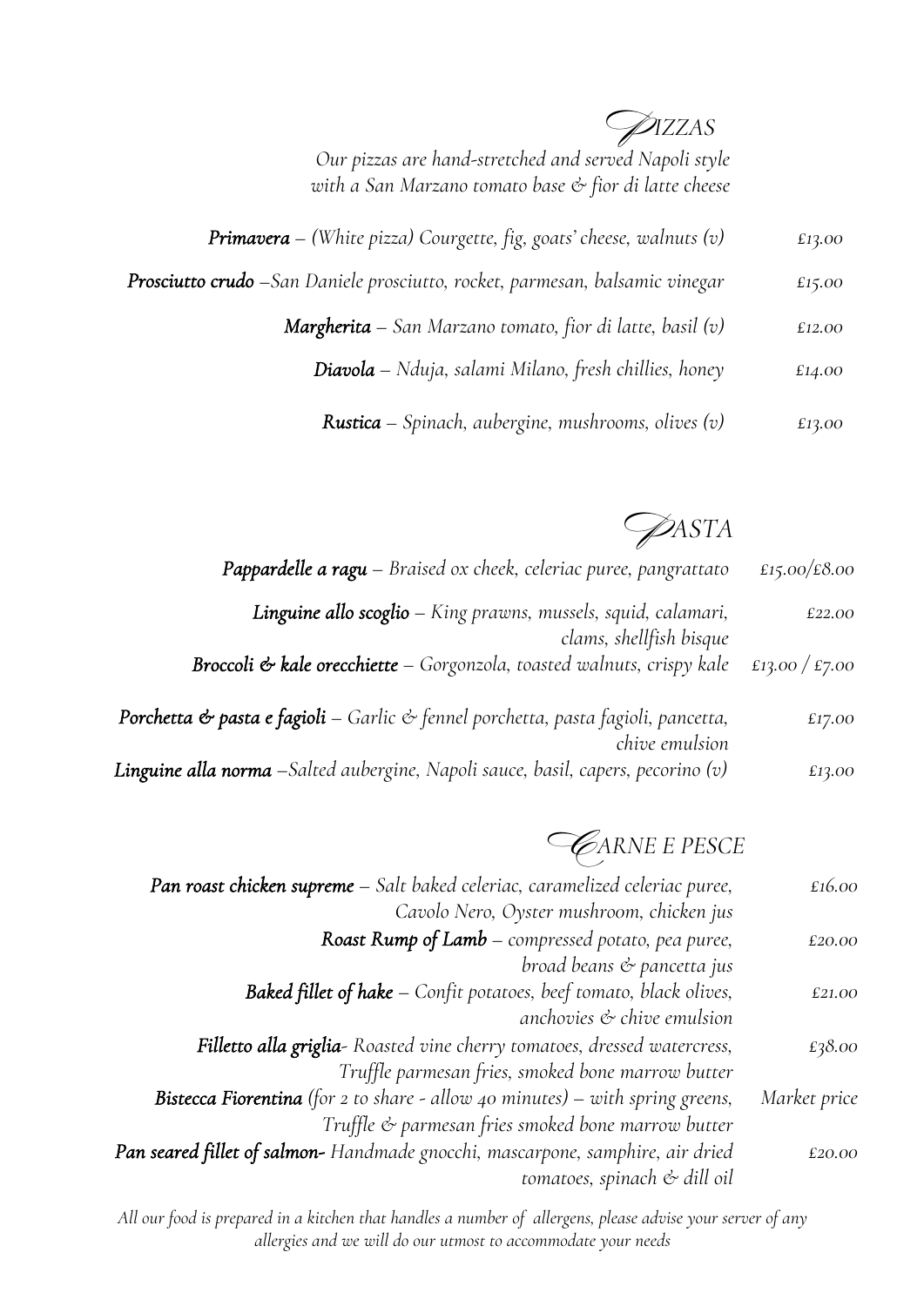## PIZZAS

*Our pizzas are hand-stretched and served Napoli style with a San Marzano tomato base & fior di latte cheese*

***Primavera*** *– (White pizza) Courgette, fig, goats' cheese, walnuts (v)* — *£13.00*

***Prosciutto crudo*** *–San Daniele prosciutto, rocket, parmesan, balsamic vinegar* — *£15.00*

***Margherita*** *– San Marzano tomato, fior di latte, basil (v)* — *£12.00*

***Diavola*** *– Nduja, salami Milano, fresh chillies, honey* — *£14.00*

***Rustica*** *– Spinach, aubergine, mushrooms, olives (v)* — *£13.00*

## PASTA

***Pappardelle a ragu*** *– Braised ox cheek, celeriac puree, pangrattato* — *£15.00/£8.00*

***Linguine allo scoglio*** *– King prawns, mussels, squid, calamari, clams, shellfish bisque* — *£22.00*

***Broccoli & kale orecchiette*** *– Gorgonzola, toasted walnuts, crispy kale* — *£13.00 / £7.00*

***Porchetta & pasta e fagioli*** *– Garlic & fennel porchetta, pasta fagioli, pancetta, chive emulsion* — *£17.00*

***Linguine alla norma*** *–Salted aubergine, Napoli sauce, basil, capers, pecorino (v)* — *£13.00*

## CARNE E PESCE

***Pan roast chicken supreme*** *– Salt baked celeriac, caramelized celeriac puree, Cavolo Nero, Oyster mushroom, chicken jus* — *£16.00*

***Roast Rump of Lamb*** *– compressed potato, pea puree, broad beans & pancetta jus* — *£20.00*

***Baked fillet of hake*** *– Confit potatoes, beef tomato, black olives, anchovies & chive emulsion* — *£21.00*

***Filletto alla griglia****- Roasted vine cherry tomatoes, dressed watercress, Truffle parmesan fries, smoked bone marrow butter* — *£38.00*

***Bistecca Fiorentina*** *(for 2 to share - allow 40 minutes) – with spring greens, Truffle & parmesan fries smoked bone marrow butter* — *Market price*

***Pan seared fillet of salmon-*** *Handmade gnocchi, mascarpone, samphire, air dried tomatoes, spinach & dill oil* — *£20.00*

*All our food is prepared in a kitchen that handles a number of allergens, please advise your server of any allergies and we will do our utmost to accommodate your needs*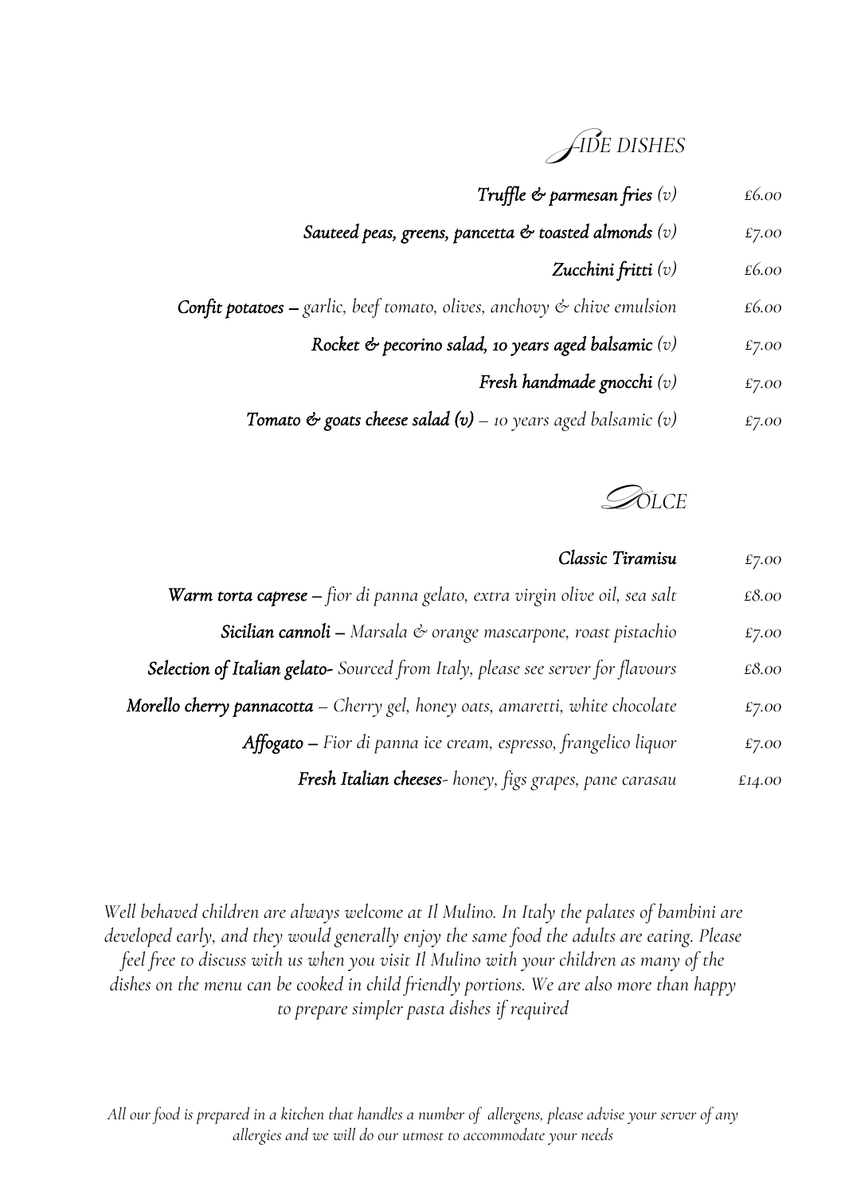## SIDE DISHES

| | |
|---|---|
| ***Truffle & parmesan fries*** *(v)* | *£6.00* |
| ***Sauteed peas, greens, pancetta & toasted almonds*** *(v)* | *£7.00* |
| ***Zucchini fritti*** *(v)* | *£6.00* |
| ***Confit potatoes –*** *garlic, beef tomato, olives, anchovy & chive emulsion* | *£6.00* |
| ***Rocket & pecorino salad, 10 years aged balsamic*** *(v)* | *£7.00* |
| ***Fresh handmade gnocchi*** *(v)* | *£7.00* |
| ***Tomato & goats cheese salad (v)*** *– 10 years aged balsamic (v)* | *£7.00* |

## DOLCE

| | |
|---|---|
| *Classic Tiramisu* | *£7.00* |
| ***Warm torta caprese –*** *fior di panna gelato, extra virgin olive oil, sea salt* | *£8.00* |
| ***Sicilian cannoli –*** *Marsala & orange mascarpone, roast pistachio* | *£7.00* |
| ***Selection of Italian gelato-*** *Sourced from Italy, please see server for flavours* | *£8.00* |
| ***Morello cherry pannacotta*** *– Cherry gel, honey oats, amaretti, white chocolate* | *£7.00* |
| ***Affogato –*** *Fior di panna ice cream, espresso, frangelico liquor* | *£7.00* |
| ***Fresh Italian cheeses-*** *honey, figs grapes, pane carasau* | *£14.00* |

*Well behaved children are always welcome at Il Mulino. In Italy the palates of bambini are developed early, and they would generally enjoy the same food the adults are eating. Please feel free to discuss with us when you visit Il Mulino with your children as many of the dishes on the menu can be cooked in child friendly portions. We are also more than happy to prepare simpler pasta dishes if required*

*All our food is prepared in a kitchen that handles a number of allergens, please advise your server of any allergies and we will do our utmost to accommodate your needs*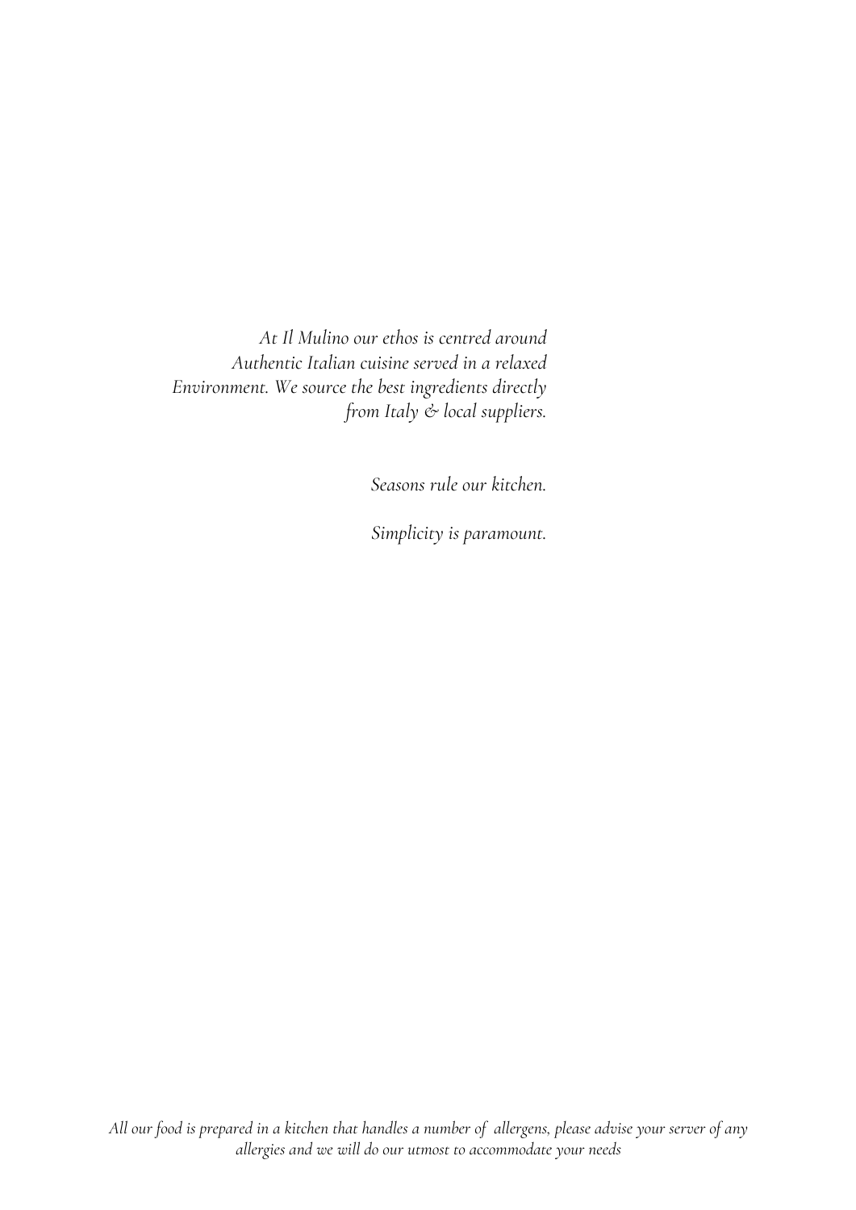*At Il Mulino our ethos is centred around Authentic Italian cuisine served in a relaxed Environment. We source the best ingredients directly from Italy & local suppliers.*

*Seasons rule our kitchen.*

*Simplicity is paramount.*

*All our food is prepared in a kitchen that handles a number of allergens, please advise your server of any allergies and we will do our utmost to accommodate your needs*